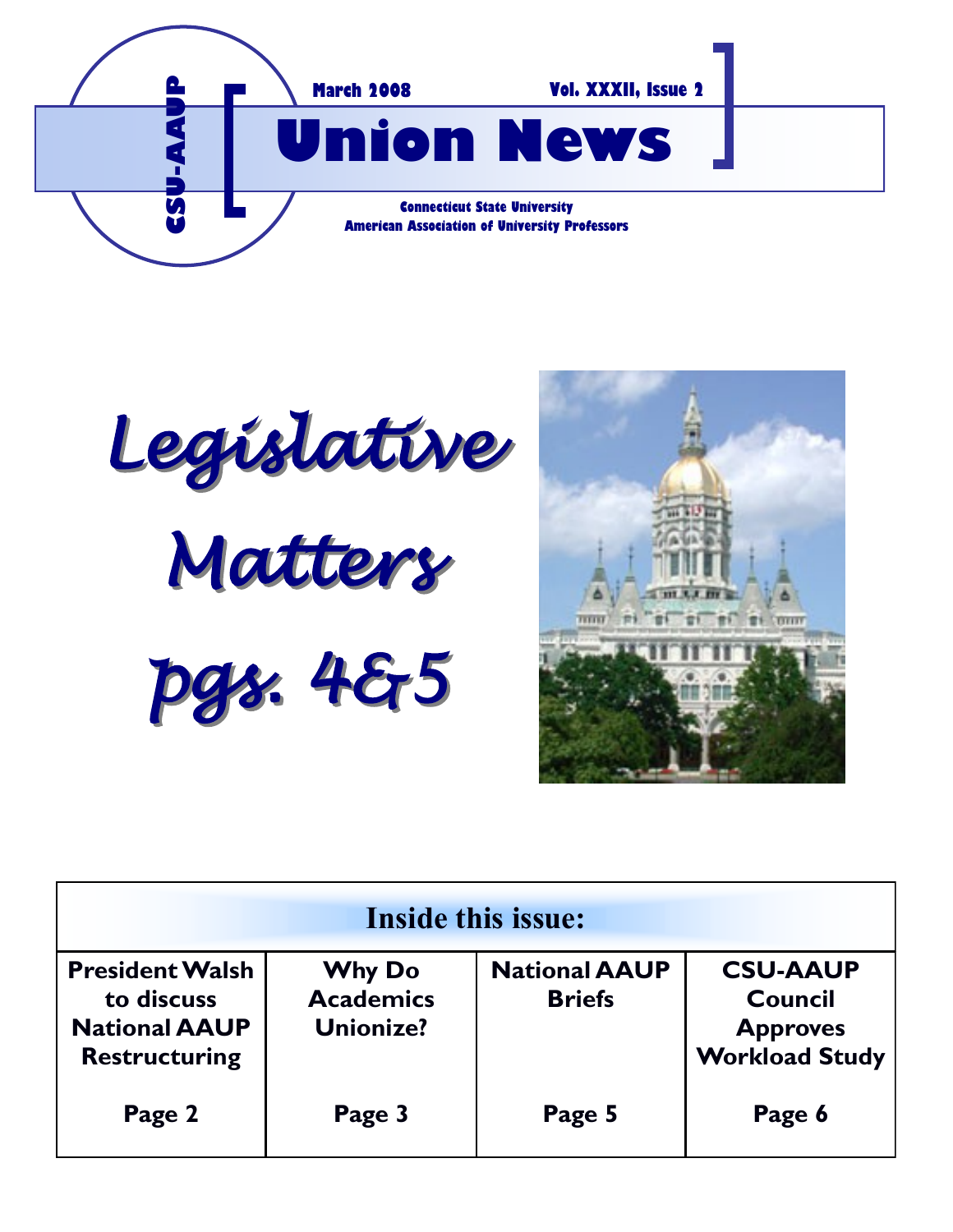CSU-AAUP

March 2008 Vol. XXXII, Issue 2

# Union News

**Connecticut State University**
**American Association of University Professors**

## *Legislative Matters pgs. 4&5*

| Inside this issue: | | | |
|---|---|---|---|
| **President Walsh to discuss National AAUP Restructuring** | **Why Do Academics Unionize?** | **National AAUP Briefs** | **CSU-AAUP Council Approves Workload Study** |
| **Page 2** | **Page 3** | **Page 5** | **Page 6** |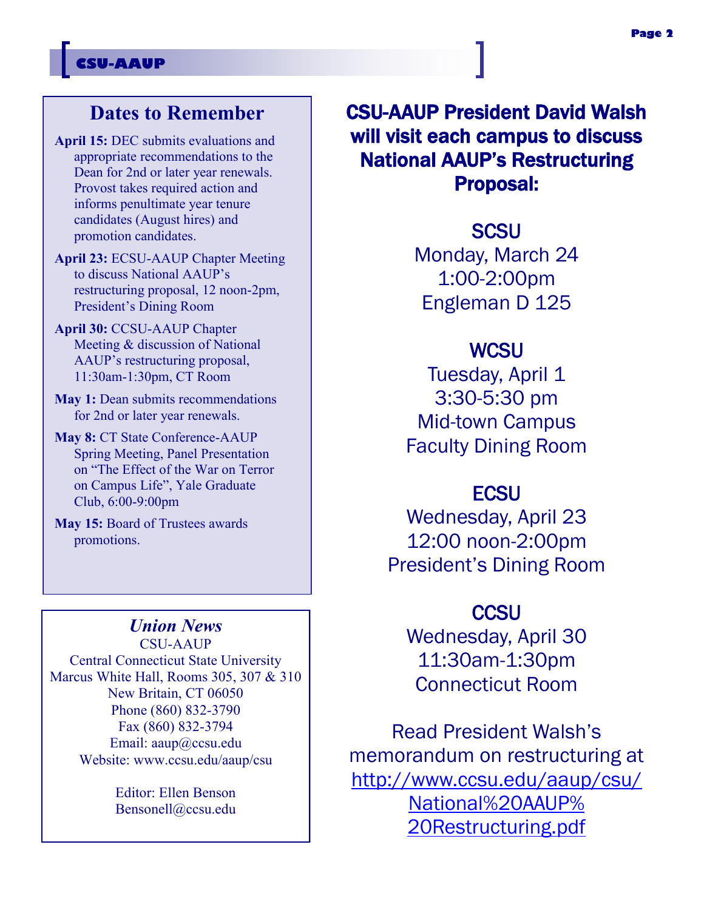## Dates to Remember

**April 15:** DEC submits evaluations and appropriate recommendations to the Dean for 2nd or later year renewals. Provost takes required action and informs penultimate year tenure candidates (August hires) and promotion candidates.

**April 23:** ECSU-AAUP Chapter Meeting to discuss National AAUP's restructuring proposal, 12 noon-2pm, President's Dining Room

**April 30:** CCSU-AAUP Chapter Meeting & discussion of National AAUP's restructuring proposal, 11:30am-1:30pm, CT Room

**May 1:** Dean submits recommendations for 2nd or later year renewals.

**May 8:** CT State Conference-AAUP Spring Meeting, Panel Presentation on "The Effect of the War on Terror on Campus Life", Yale Graduate Club, 6:00-9:00pm

**May 15:** Board of Trustees awards promotions.

### *Union News*

CSU-AAUP
Central Connecticut State University
Marcus White Hall, Rooms 305, 307 & 310
New Britain, CT 06050
Phone (860) 832-3790
Fax (860) 832-3794
Email: aaup@ccsu.edu
Website: www.ccsu.edu/aaup/csu

Editor: Ellen Benson
Bensonell@ccsu.edu

## CSU-AAUP President David Walsh will visit each campus to discuss National AAUP's Restructuring Proposal:

**SCSU**
Monday, March 24
1:00-2:00pm
Engleman D 125

**WCSU**
Tuesday, April 1
3:30-5:30 pm
Mid-town Campus
Faculty Dining Room

**ECSU**
Wednesday, April 23
12:00 noon-2:00pm
President's Dining Room

**CCSU**
Wednesday, April 30
11:30am-1:30pm
Connecticut Room

Read President Walsh's memorandum on restructuring at http://www.ccsu.edu/aaup/csu/National%20AAUP%20Restructuring.pdf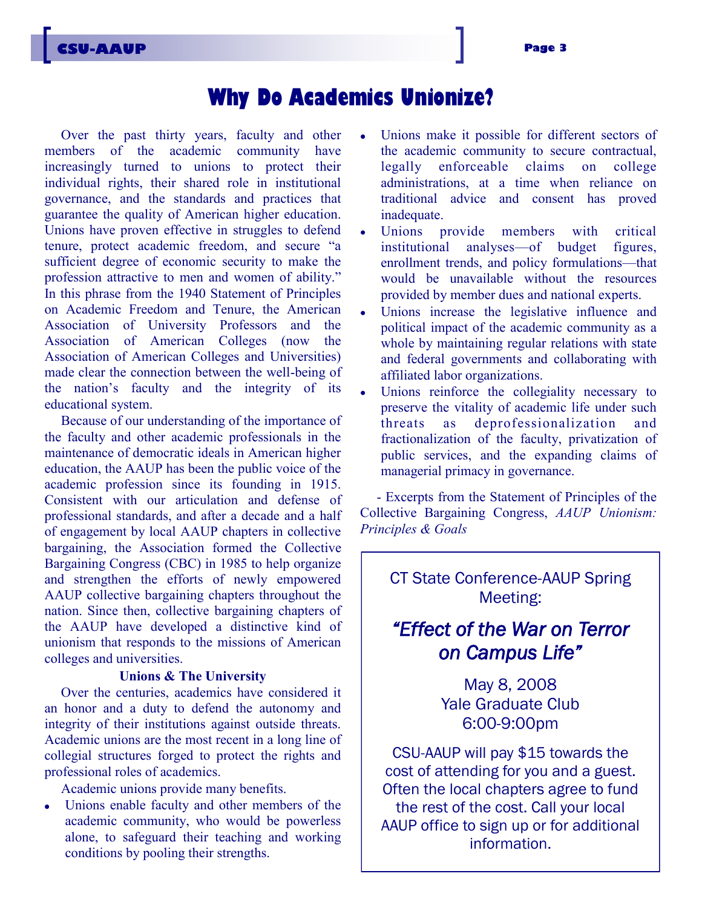# Why Do Academics Unionize?

Over the past thirty years, faculty and other members of the academic community have increasingly turned to unions to protect their individual rights, their shared role in institutional governance, and the standards and practices that guarantee the quality of American higher education. Unions have proven effective in struggles to defend tenure, protect academic freedom, and secure "a sufficient degree of economic security to make the profession attractive to men and women of ability." In this phrase from the 1940 Statement of Principles on Academic Freedom and Tenure, the American Association of University Professors and the Association of American Colleges (now the Association of American Colleges and Universities) made clear the connection between the well-being of the nation's faculty and the integrity of its educational system.

Because of our understanding of the importance of the faculty and other academic professionals in the maintenance of democratic ideals in American higher education, the AAUP has been the public voice of the academic profession since its founding in 1915. Consistent with our articulation and defense of professional standards, and after a decade and a half of engagement by local AAUP chapters in collective bargaining, the Association formed the Collective Bargaining Congress (CBC) in 1985 to help organize and strengthen the efforts of newly empowered AAUP collective bargaining chapters throughout the nation. Since then, collective bargaining chapters of the AAUP have developed a distinctive kind of unionism that responds to the missions of American colleges and universities.

**Unions & The University**

Over the centuries, academics have considered it an honor and a duty to defend the autonomy and integrity of their institutions against outside threats. Academic unions are the most recent in a long line of collegial structures forged to protect the rights and professional roles of academics.

Academic unions provide many benefits.

- Unions enable faculty and other members of the academic community, who would be powerless alone, to safeguard their teaching and working conditions by pooling their strengths.
- Unions make it possible for different sectors of the academic community to secure contractual, legally enforceable claims on college administrations, at a time when reliance on traditional advice and consent has proved inadequate.
- Unions provide members with critical institutional analyses—of budget figures, enrollment trends, and policy formulations—that would be unavailable without the resources provided by member dues and national experts.
- Unions increase the legislative influence and political impact of the academic community as a whole by maintaining regular relations with state and federal governments and collaborating with affiliated labor organizations.
- Unions reinforce the collegiality necessary to preserve the vitality of academic life under such threats as deprofessionalization and fractionalization of the faculty, privatization of public services, and the expanding claims of managerial primacy in governance.

- Excerpts from the Statement of Principles of the Collective Bargaining Congress, *AAUP Unionism: Principles & Goals*

---

CT State Conference-AAUP Spring Meeting:

***"Effect of the War on Terror on Campus Life"***

May 8, 2008
Yale Graduate Club
6:00-9:00pm

CSU-AAUP will pay $15 towards the cost of attending for you and a guest. Often the local chapters agree to fund the rest of the cost. Call your local AAUP office to sign up or for additional information.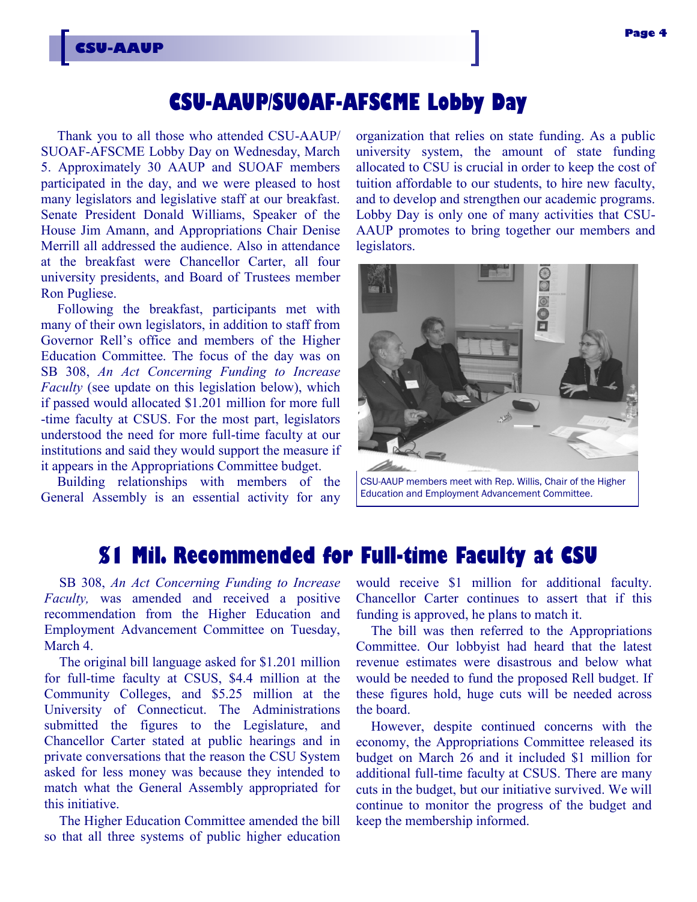# CSU-AAUP/SUOAF-AFSCME Lobby Day

Thank you to all those who attended CSU-AAUP/ SUOAF-AFSCME Lobby Day on Wednesday, March 5. Approximately 30 AAUP and SUOAF members participated in the day, and we were pleased to host many legislators and legislative staff at our breakfast. Senate President Donald Williams, Speaker of the House Jim Amann, and Appropriations Chair Denise Merrill all addressed the audience. Also in attendance at the breakfast were Chancellor Carter, all four university presidents, and Board of Trustees member Ron Pugliese.

Following the breakfast, participants met with many of their own legislators, in addition to staff from Governor Rell's office and members of the Higher Education Committee. The focus of the day was on SB 308, *An Act Concerning Funding to Increase Faculty* (see update on this legislation below), which if passed would allocated $1.201 million for more full -time faculty at CSUS. For the most part, legislators understood the need for more full-time faculty at our institutions and said they would support the measure if it appears in the Appropriations Committee budget.

Building relationships with members of the General Assembly is an essential activity for any organization that relies on state funding. As a public university system, the amount of state funding allocated to CSU is crucial in order to keep the cost of tuition affordable to our students, to hire new faculty, and to develop and strengthen our academic programs. Lobby Day is only one of many activities that CSU-AAUP promotes to bring together our members and legislators.

CSU-AAUP members meet with Rep. Willis, Chair of the Higher Education and Employment Advancement Committee.

# $1 Mil. Recommended for Full-time Faculty at CSU

SB 308, *An Act Concerning Funding to Increase Faculty,* was amended and received a positive recommendation from the Higher Education and Employment Advancement Committee on Tuesday, March 4.

The original bill language asked for $1.201 million for full-time faculty at CSUS, $4.4 million at the Community Colleges, and $5.25 million at the University of Connecticut. The Administrations submitted the figures to the Legislature, and Chancellor Carter stated at public hearings and in private conversations that the reason the CSU System asked for less money was because they intended to match what the General Assembly appropriated for this initiative.

The Higher Education Committee amended the bill so that all three systems of public higher education would receive $1 million for additional faculty. Chancellor Carter continues to assert that if this funding is approved, he plans to match it.

The bill was then referred to the Appropriations Committee. Our lobbyist had heard that the latest revenue estimates were disastrous and below what would be needed to fund the proposed Rell budget. If these figures hold, huge cuts will be needed across the board.

However, despite continued concerns with the economy, the Appropriations Committee released its budget on March 26 and it included $1 million for additional full-time faculty at CSUS. There are many cuts in the budget, but our initiative survived. We will continue to monitor the progress of the budget and keep the membership informed.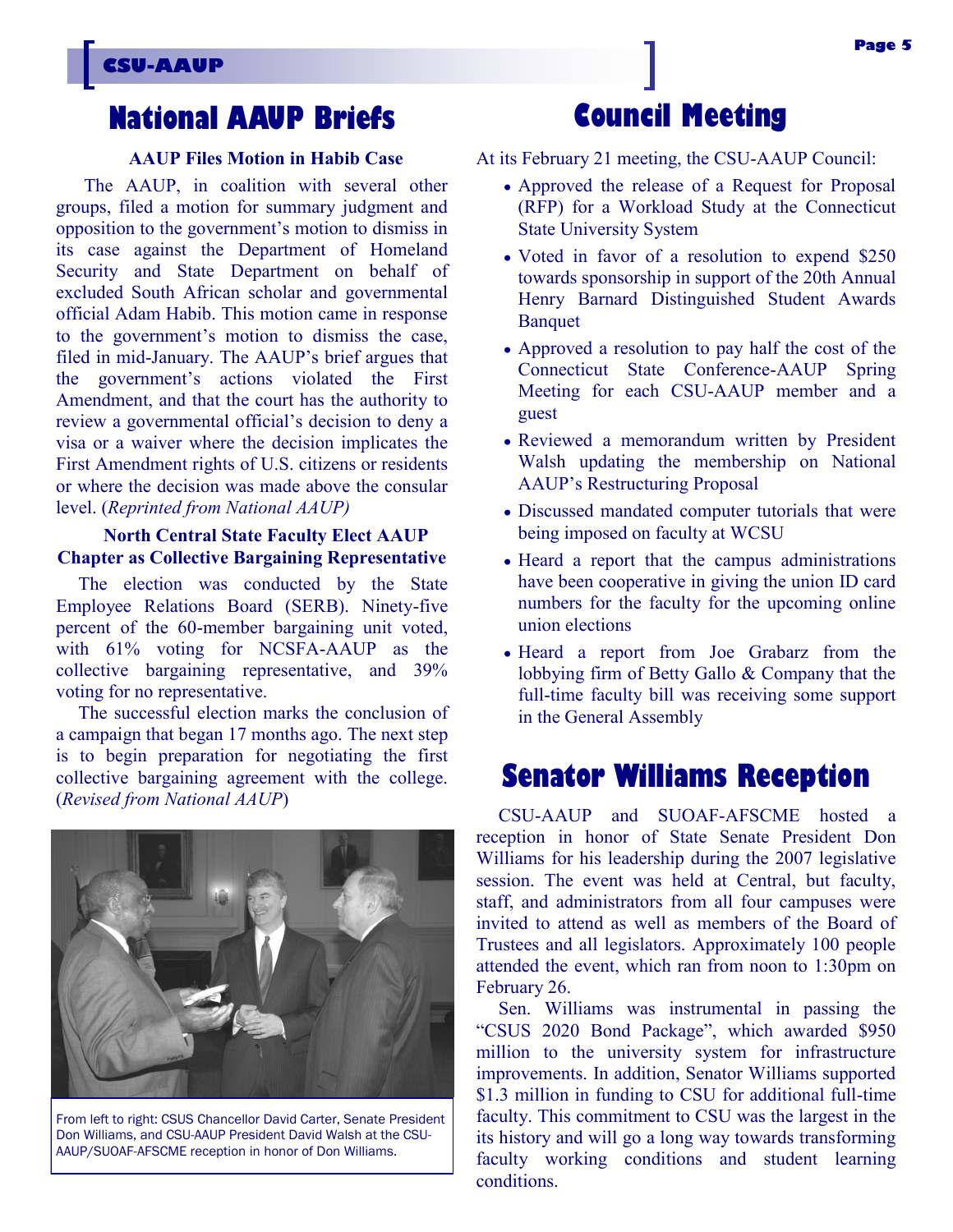# National AAUP Briefs

### AAUP Files Motion in Habib Case

The AAUP, in coalition with several other groups, filed a motion for summary judgment and opposition to the government's motion to dismiss in its case against the Department of Homeland Security and State Department on behalf of excluded South African scholar and governmental official Adam Habib. This motion came in response to the government's motion to dismiss the case, filed in mid-January. The AAUP's brief argues that the government's actions violated the First Amendment, and that the court has the authority to review a governmental official's decision to deny a visa or a waiver where the decision implicates the First Amendment rights of U.S. citizens or residents or where the decision was made above the consular level. (*Reprinted from National AAUP)*

### North Central State Faculty Elect AAUP Chapter as Collective Bargaining Representative

The election was conducted by the State Employee Relations Board (SERB). Ninety-five percent of the 60-member bargaining unit voted, with 61% voting for NCSFA-AAUP as the collective bargaining representative, and 39% voting for no representative.

The successful election marks the conclusion of a campaign that began 17 months ago. The next step is to begin preparation for negotiating the first collective bargaining agreement with the college. (*Revised from National AAUP*)

From left to right: CSUS Chancellor David Carter, Senate President Don Williams, and CSU-AAUP President David Walsh at the CSU-AAUP/SUOAF-AFSCME reception in honor of Don Williams.

# Council Meeting

At its February 21 meeting, the CSU-AAUP Council:

- Approved the release of a Request for Proposal (RFP) for a Workload Study at the Connecticut State University System
- Voted in favor of a resolution to expend $250 towards sponsorship in support of the 20th Annual Henry Barnard Distinguished Student Awards Banquet
- Approved a resolution to pay half the cost of the Connecticut State Conference-AAUP Spring Meeting for each CSU-AAUP member and a guest
- Reviewed a memorandum written by President Walsh updating the membership on National AAUP's Restructuring Proposal
- Discussed mandated computer tutorials that were being imposed on faculty at WCSU
- Heard a report that the campus administrations have been cooperative in giving the union ID card numbers for the faculty for the upcoming online union elections
- Heard a report from Joe Grabarz from the lobbying firm of Betty Gallo & Company that the full-time faculty bill was receiving some support in the General Assembly

# Senator Williams Reception

CSU-AAUP and SUOAF-AFSCME hosted a reception in honor of State Senate President Don Williams for his leadership during the 2007 legislative session. The event was held at Central, but faculty, staff, and administrators from all four campuses were invited to attend as well as members of the Board of Trustees and all legislators. Approximately 100 people attended the event, which ran from noon to 1:30pm on February 26.

Sen. Williams was instrumental in passing the "CSUS 2020 Bond Package", which awarded $950 million to the university system for infrastructure improvements. In addition, Senator Williams supported $1.3 million in funding to CSU for additional full-time faculty. This commitment to CSU was the largest in the its history and will go a long way towards transforming faculty working conditions and student learning conditions.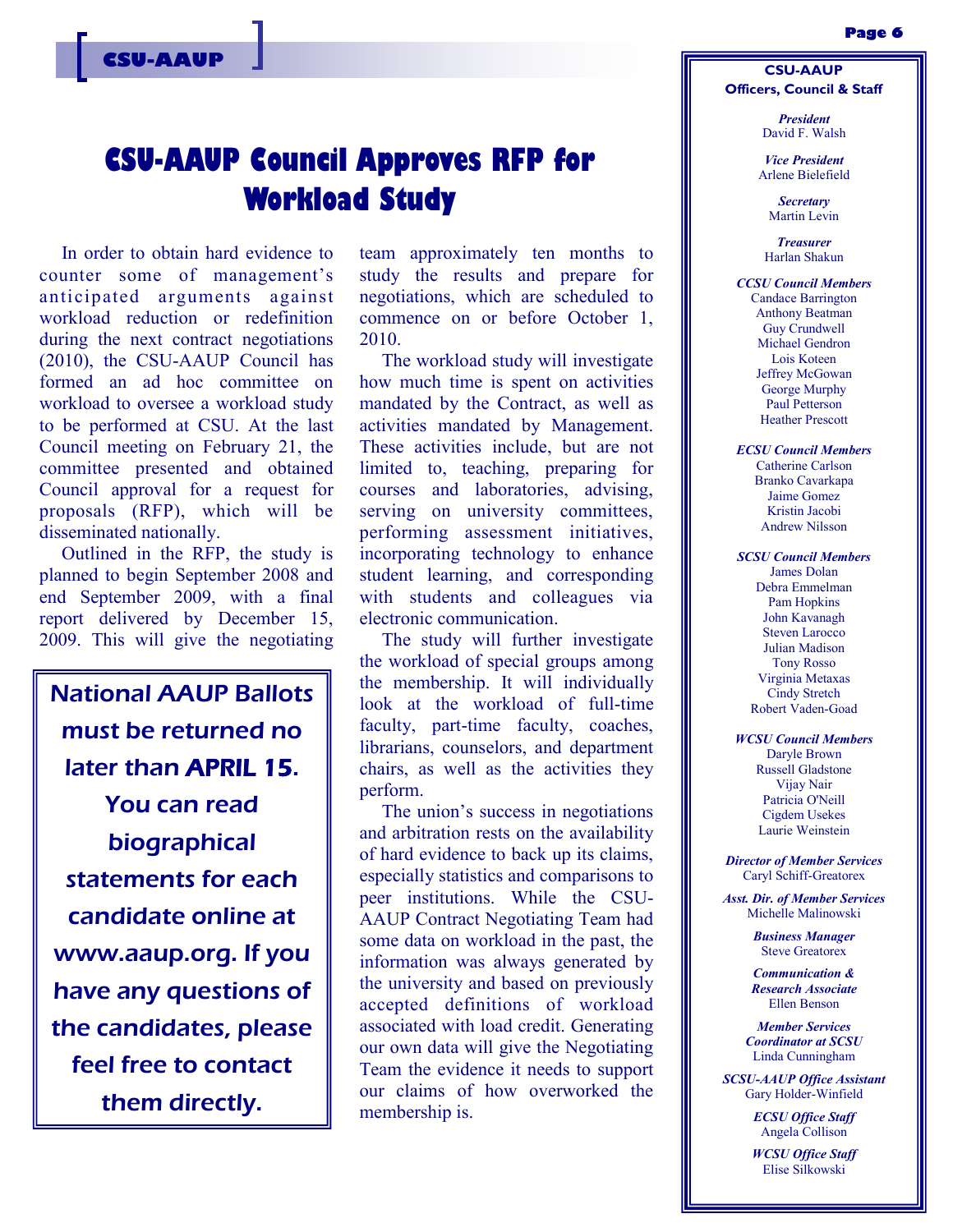# CSU-AAUP Council Approves RFP for Workload Study

In order to obtain hard evidence to counter some of management's anticipated arguments against workload reduction or redefinition during the next contract negotiations (2010), the CSU-AAUP Council has formed an ad hoc committee on workload to oversee a workload study to be performed at CSU. At the last Council meeting on February 21, the committee presented and obtained Council approval for a request for proposals (RFP), which will be disseminated nationally.

Outlined in the RFP, the study is planned to begin September 2008 and end September 2009, with a final report delivered by December 15, 2009. This will give the negotiating team approximately ten months to study the results and prepare for negotiations, which are scheduled to commence on or before October 1, 2010.

The workload study will investigate how much time is spent on activities mandated by the Contract, as well as activities mandated by Management. These activities include, but are not limited to, teaching, preparing for courses and laboratories, advising, serving on university committees, performing assessment initiatives, incorporating technology to enhance student learning, and corresponding with students and colleagues via electronic communication.

The study will further investigate the workload of special groups among the membership. It will individually look at the workload of full-time faculty, part-time faculty, coaches, librarians, counselors, and department chairs, as well as the activities they perform.

The union's success in negotiations and arbitration rests on the availability of hard evidence to back up its claims, especially statistics and comparisons to peer institutions. While the CSU-AAUP Contract Negotiating Team had some data on workload in the past, the information was always generated by the university and based on previously accepted definitions of workload associated with load credit. Generating our own data will give the Negotiating Team the evidence it needs to support our claims of how overworked the membership is.

---

**National AAUP Ballots must be returned no later than APRIL 15. You can read biographical statements for each candidate online at www.aaup.org. If you have any questions of the candidates, please feel free to contact them directly.**

---

**CSU-AAUP Officers, Council & Staff**

***President***
David F. Walsh

***Vice President***
Arlene Bielefield

***Secretary***
Martin Levin

***Treasurer***
Harlan Shakun

***CCSU Council Members***
Candace Barrington
Anthony Beatman
Guy Crundwell
Michael Gendron
Lois Koteen
Jeffrey McGowan
George Murphy
Paul Petterson
Heather Prescott

***ECSU Council Members***
Catherine Carlson
Branko Cavarkapa
Jaime Gomez
Kristin Jacobi
Andrew Nilsson

***SCSU Council Members***
James Dolan
Debra Emmelman
Pam Hopkins
John Kavanagh
Steven Larocco
Julian Madison
Tony Rosso
Virginia Metaxas
Cindy Stretch
Robert Vaden-Goad

***WCSU Council Members***
Daryle Brown
Russell Gladstone
Vijay Nair
Patricia O'Neill
Cigdem Usekes
Laurie Weinstein

***Director of Member Services***
Caryl Schiff-Greatorex

***Asst. Dir. of Member Services***
Michelle Malinowski

***Business Manager***
Steve Greatorex

***Communication & Research Associate***
Ellen Benson

***Member Services Coordinator at SCSU***
Linda Cunningham

***SCSU-AAUP Office Assistant***
Gary Holder-Winfield

***ECSU Office Staff***
Angela Collison

***WCSU Office Staff***
Elise Silkowski